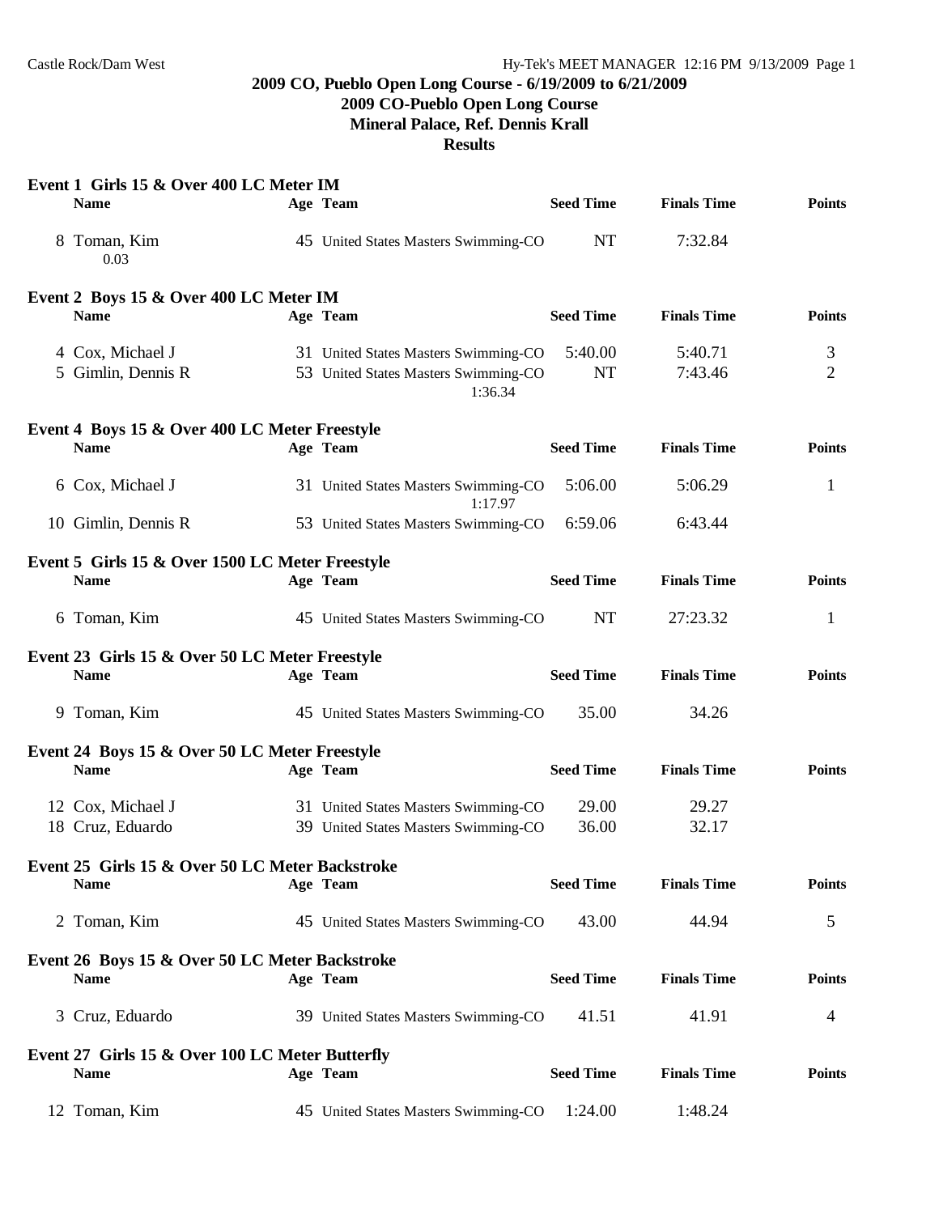## 2009 CO, Pueblo Open Long Course - 6/19/2009 to 6/21/2009
## 2009 CO-Pueblo Open Long Course
## Mineral Palace, Ref. Dennis Krall
## Results

### Event 1 Girls 15 & Over 400 LC Meter IM

| | Name | Age | Team | Seed Time | Finals Time | Points |
|---|---|---|---|---|---|---|
| 8 | Toman, Kim | 45 | United States Masters Swimming-CO | NT | 7:32.84 | |
| | 0.03 | | | | | |

### Event 2 Boys 15 & Over 400 LC Meter IM

| | Name | Age | Team | Seed Time | Finals Time | Points |
|---|---|---|---|---|---|---|
| 4 | Cox, Michael J | 31 | United States Masters Swimming-CO | 5:40.00 | 5:40.71 | 3 |
| 5 | Gimlin, Dennis R | 53 | United States Masters Swimming-CO | NT | 7:43.46 | 2 |
| | | | 1:36.34 | | | |

### Event 4 Boys 15 & Over 400 LC Meter Freestyle

| | Name | Age | Team | Seed Time | Finals Time | Points |
|---|---|---|---|---|---|---|
| 6 | Cox, Michael J | 31 | United States Masters Swimming-CO | 5:06.00 | 5:06.29 | 1 |
| | | | 1:17.97 | | | |
| 10 | Gimlin, Dennis R | 53 | United States Masters Swimming-CO | 6:59.06 | 6:43.44 | |

### Event 5 Girls 15 & Over 1500 LC Meter Freestyle

| | Name | Age | Team | Seed Time | Finals Time | Points |
|---|---|---|---|---|---|---|
| 6 | Toman, Kim | 45 | United States Masters Swimming-CO | NT | 27:23.32 | 1 |

### Event 23 Girls 15 & Over 50 LC Meter Freestyle

| | Name | Age | Team | Seed Time | Finals Time | Points |
|---|---|---|---|---|---|---|
| 9 | Toman, Kim | 45 | United States Masters Swimming-CO | 35.00 | 34.26 | |

### Event 24 Boys 15 & Over 50 LC Meter Freestyle

| | Name | Age | Team | Seed Time | Finals Time | Points |
|---|---|---|---|---|---|---|
| 12 | Cox, Michael J | 31 | United States Masters Swimming-CO | 29.00 | 29.27 | |
| 18 | Cruz, Eduardo | 39 | United States Masters Swimming-CO | 36.00 | 32.17 | |

### Event 25 Girls 15 & Over 50 LC Meter Backstroke

| | Name | Age | Team | Seed Time | Finals Time | Points |
|---|---|---|---|---|---|---|
| 2 | Toman, Kim | 45 | United States Masters Swimming-CO | 43.00 | 44.94 | 5 |

### Event 26 Boys 15 & Over 50 LC Meter Backstroke

| | Name | Age | Team | Seed Time | Finals Time | Points |
|---|---|---|---|---|---|---|
| 3 | Cruz, Eduardo | 39 | United States Masters Swimming-CO | 41.51 | 41.91 | 4 |

### Event 27 Girls 15 & Over 100 LC Meter Butterfly

| | Name | Age | Team | Seed Time | Finals Time | Points |
|---|---|---|---|---|---|---|
| 12 | Toman, Kim | 45 | United States Masters Swimming-CO | 1:24.00 | 1:48.24 | |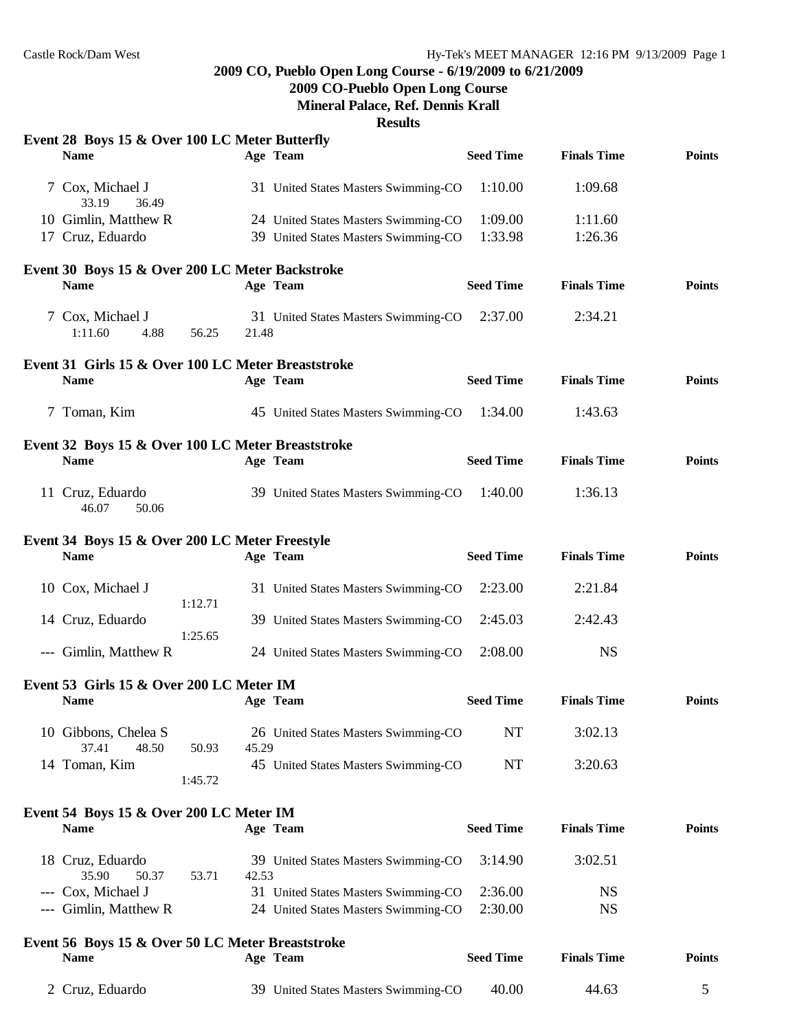2009 CO, Pueblo Open Long Course - 6/19/2009 to 6/21/2009

2009 CO-Pueblo Open Long Course

Mineral Palace, Ref. Dennis Krall

**Results**

### Event 28 Boys 15 & Over 100 LC Meter Butterfly

| | Name | Age | Team | Seed Time | Finals Time | Points |
|---|---|---|---|---|---|---|
| 7 | Cox, Michael J | 31 | United States Masters Swimming-CO | 1:10.00 | 1:09.68 | |
| | 33.19 36.49 | | | | | |
| 10 | Gimlin, Matthew R | 24 | United States Masters Swimming-CO | 1:09.00 | 1:11.60 | |
| 17 | Cruz, Eduardo | 39 | United States Masters Swimming-CO | 1:33.98 | 1:26.36 | |

### Event 30 Boys 15 & Over 200 LC Meter Backstroke

| | Name | Age | Team | Seed Time | Finals Time | Points |
|---|---|---|---|---|---|---|
| 7 | Cox, Michael J | 31 | United States Masters Swimming-CO | 2:37.00 | 2:34.21 | |
| | 1:11.60 4.88 56.25 21.48 | | | | | |

### Event 31 Girls 15 & Over 100 LC Meter Breaststroke

| | Name | Age | Team | Seed Time | Finals Time | Points |
|---|---|---|---|---|---|---|
| 7 | Toman, Kim | 45 | United States Masters Swimming-CO | 1:34.00 | 1:43.63 | |

### Event 32 Boys 15 & Over 100 LC Meter Breaststroke

| | Name | Age | Team | Seed Time | Finals Time | Points |
|---|---|---|---|---|---|---|
| 11 | Cruz, Eduardo | 39 | United States Masters Swimming-CO | 1:40.00 | 1:36.13 | |
| | 46.07 50.06 | | | | | |

### Event 34 Boys 15 & Over 200 LC Meter Freestyle

| | Name | Age | Team | Seed Time | Finals Time | Points |
|---|---|---|---|---|---|---|
| 10 | Cox, Michael J | 31 | United States Masters Swimming-CO | 2:23.00 | 2:21.84 | |
| | 1:12.71 | | | | | |
| 14 | Cruz, Eduardo | 39 | United States Masters Swimming-CO | 2:45.03 | 2:42.43 | |
| | 1:25.65 | | | | | |
| --- | Gimlin, Matthew R | 24 | United States Masters Swimming-CO | 2:08.00 | NS | |

### Event 53 Girls 15 & Over 200 LC Meter IM

| | Name | Age | Team | Seed Time | Finals Time | Points |
|---|---|---|---|---|---|---|
| 10 | Gibbons, Chelea S | 26 | United States Masters Swimming-CO | NT | 3:02.13 | |
| | 37.41 48.50 50.93 45.29 | | | | | |
| 14 | Toman, Kim | 45 | United States Masters Swimming-CO | NT | 3:20.63 | |
| | 1:45.72 | | | | | |

### Event 54 Boys 15 & Over 200 LC Meter IM

| | Name | Age | Team | Seed Time | Finals Time | Points |
|---|---|---|---|---|---|---|
| 18 | Cruz, Eduardo | 39 | United States Masters Swimming-CO | 3:14.90 | 3:02.51 | |
| | 35.90 50.37 53.71 42.53 | | | | | |
| --- | Cox, Michael J | 31 | United States Masters Swimming-CO | 2:36.00 | NS | |
| --- | Gimlin, Matthew R | 24 | United States Masters Swimming-CO | 2:30.00 | NS | |

### Event 56 Boys 15 & Over 50 LC Meter Breaststroke

| | Name | Age | Team | Seed Time | Finals Time | Points |
|---|---|---|---|---|---|---|
| 2 | Cruz, Eduardo | 39 | United States Masters Swimming-CO | 40.00 | 44.63 | 5 |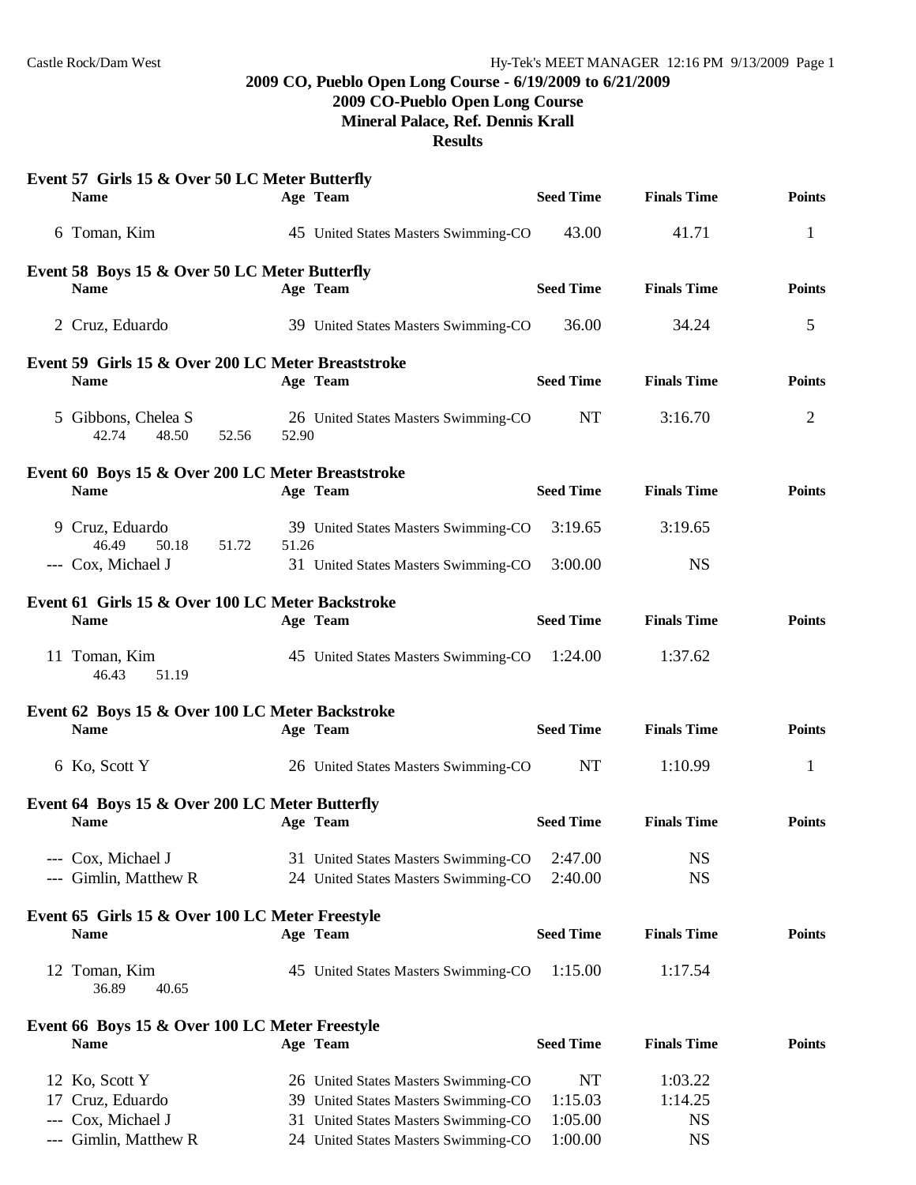## 2009 CO, Pueblo Open Long Course - 6/19/2009 to 6/21/2009
## 2009 CO-Pueblo Open Long Course
## Mineral Palace, Ref. Dennis Krall
## Results

### Event 57 Girls 15 & Over 50 LC Meter Butterfly

| | Name | Age | Team | Seed Time | Finals Time | Points |
|---|---|---|---|---|---|---|
| 6 | Toman, Kim | 45 | United States Masters Swimming-CO | 43.00 | 41.71 | 1 |

### Event 58 Boys 15 & Over 50 LC Meter Butterfly

| | Name | Age | Team | Seed Time | Finals Time | Points |
|---|---|---|---|---|---|---|
| 2 | Cruz, Eduardo | 39 | United States Masters Swimming-CO | 36.00 | 34.24 | 5 |

### Event 59 Girls 15 & Over 200 LC Meter Breaststroke

| | Name | Age | Team | Seed Time | Finals Time | Points |
|---|---|---|---|---|---|---|
| 5 | Gibbons, Chelea S | 26 | United States Masters Swimming-CO | NT | 3:16.70 | 2 |
| | 42.74 48.50 52.56 52.90 | | | | | |

### Event 60 Boys 15 & Over 200 LC Meter Breaststroke

| | Name | Age | Team | Seed Time | Finals Time | Points |
|---|---|---|---|---|---|---|
| 9 | Cruz, Eduardo | 39 | United States Masters Swimming-CO | 3:19.65 | 3:19.65 | |
| | 46.49 50.18 51.72 51.26 | | | | | |
| --- | Cox, Michael J | 31 | United States Masters Swimming-CO | 3:00.00 | NS | |

### Event 61 Girls 15 & Over 100 LC Meter Backstroke

| | Name | Age | Team | Seed Time | Finals Time | Points |
|---|---|---|---|---|---|---|
| 11 | Toman, Kim | 45 | United States Masters Swimming-CO | 1:24.00 | 1:37.62 | |
| | 46.43 51.19 | | | | | |

### Event 62 Boys 15 & Over 100 LC Meter Backstroke

| | Name | Age | Team | Seed Time | Finals Time | Points |
|---|---|---|---|---|---|---|
| 6 | Ko, Scott Y | 26 | United States Masters Swimming-CO | NT | 1:10.99 | 1 |

### Event 64 Boys 15 & Over 200 LC Meter Butterfly

| | Name | Age | Team | Seed Time | Finals Time | Points |
|---|---|---|---|---|---|---|
| --- | Cox, Michael J | 31 | United States Masters Swimming-CO | 2:47.00 | NS | |
| --- | Gimlin, Matthew R | 24 | United States Masters Swimming-CO | 2:40.00 | NS | |

### Event 65 Girls 15 & Over 100 LC Meter Freestyle

| | Name | Age | Team | Seed Time | Finals Time | Points |
|---|---|---|---|---|---|---|
| 12 | Toman, Kim | 45 | United States Masters Swimming-CO | 1:15.00 | 1:17.54 | |
| | 36.89 40.65 | | | | | |

### Event 66 Boys 15 & Over 100 LC Meter Freestyle

| | Name | Age | Team | Seed Time | Finals Time | Points |
|---|---|---|---|---|---|---|
| 12 | Ko, Scott Y | 26 | United States Masters Swimming-CO | NT | 1:03.22 | |
| 17 | Cruz, Eduardo | 39 | United States Masters Swimming-CO | 1:15.03 | 1:14.25 | |
| --- | Cox, Michael J | 31 | United States Masters Swimming-CO | 1:05.00 | NS | |
| --- | Gimlin, Matthew R | 24 | United States Masters Swimming-CO | 1:00.00 | NS | |